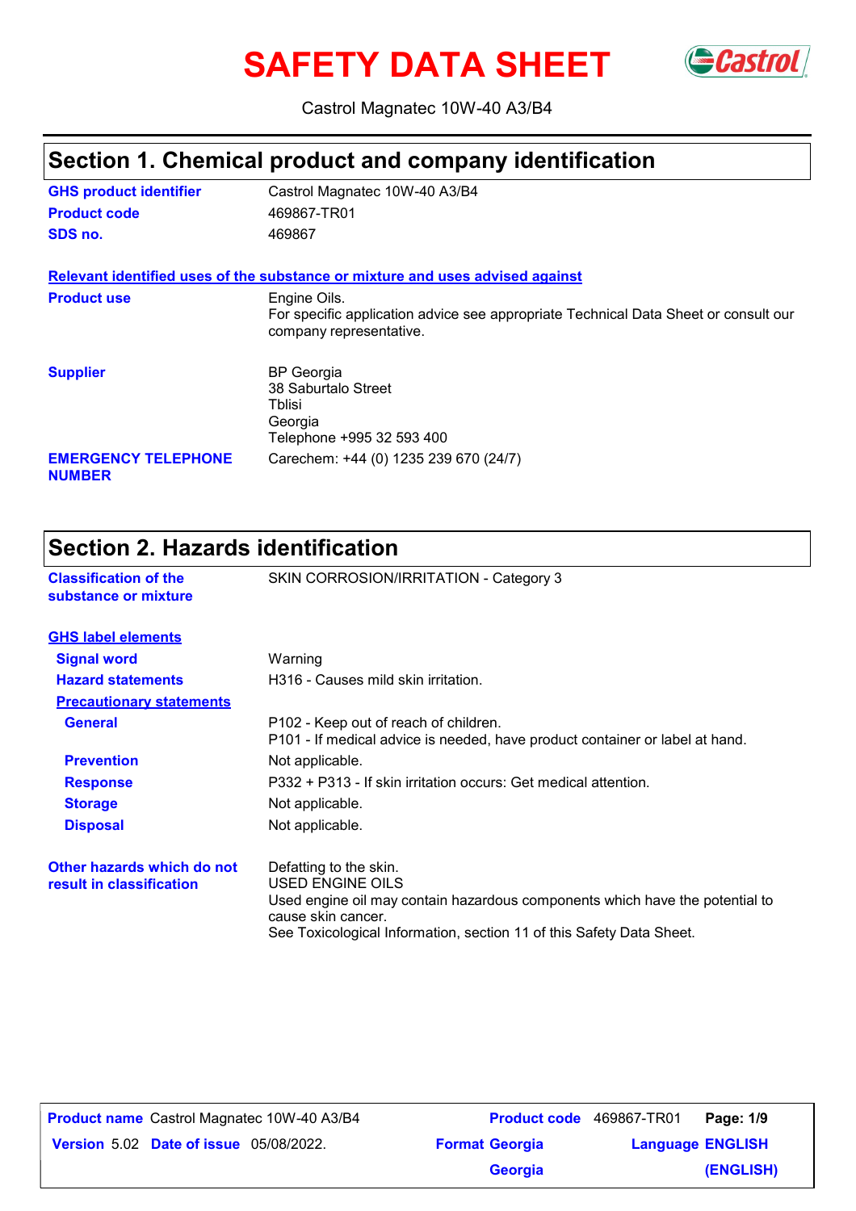# SAFETY DATA SHEET

Castrol Magnatec 10W-40 A3/B4

## Section 1. Chemical product and company identification

| | |
|---|---|
| **GHS product identifier** | Castrol Magnatec 10W-40 A3/B4 |
| **Product code** | 469867-TR01 |
| **SDS no.** | 469867 |

**Relevant identified uses of the substance or mixture and uses advised against**

| | |
|---|---|
| **Product use** | Engine Oils.<br>For specific application advice see appropriate Technical Data Sheet or consult our company representative. |
| **Supplier** | BP Georgia<br>38 Saburtalo Street<br>Tblisi<br>Georgia<br>Telephone +995 32 593 400 |
| **EMERGENCY TELEPHONE NUMBER** | Carechem: +44 (0) 1235 239 670 (24/7) |

## Section 2. Hazards identification

| | |
|---|---|
| **Classification of the substance or mixture** | SKIN CORROSION/IRRITATION - Category 3 |

**GHS label elements**

| | |
|---|---|
| **Signal word** | Warning |
| **Hazard statements** | H316 - Causes mild skin irritation. |

**Precautionary statements**

| | |
|---|---|
| **General** | P102 - Keep out of reach of children.<br>P101 - If medical advice is needed, have product container or label at hand. |
| **Prevention** | Not applicable. |
| **Response** | P332 + P313 - If skin irritation occurs: Get medical attention. |
| **Storage** | Not applicable. |
| **Disposal** | Not applicable. |

| | |
|---|---|
| **Other hazards which do not result in classification** | Defatting to the skin.<br>USED ENGINE OILS<br>Used engine oil may contain hazardous components which have the potential to cause skin cancer.<br>See Toxicological Information, section 11 of this Safety Data Sheet. |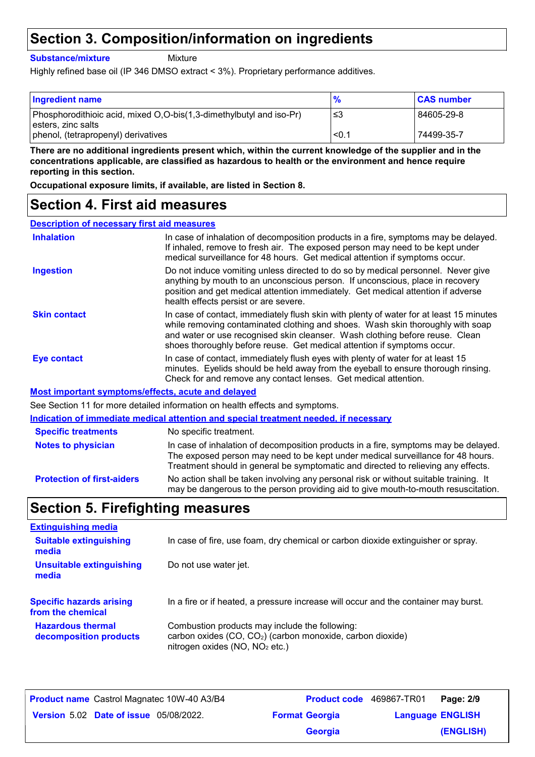## Section 3. Composition/information on ingredients

**Substance/mixture** Mixture

Highly refined base oil (IP 346 DMSO extract < 3%). Proprietary performance additives.

| Ingredient name | % | CAS number |
|---|---|---|
| Phosphorodithioic acid, mixed O,O-bis(1,3-dimethylbutyl and iso-Pr) esters, zinc salts | ≤3 | 84605-29-8 |
| phenol, (tetrapropenyl) derivatives | <0.1 | 74499-35-7 |

**There are no additional ingredients present which, within the current knowledge of the supplier and in the concentrations applicable, are classified as hazardous to health or the environment and hence require reporting in this section.**

**Occupational exposure limits, if available, are listed in Section 8.**

## Section 4. First aid measures

**Description of necessary first aid measures**

**Inhalation**
In case of inhalation of decomposition products in a fire, symptoms may be delayed. If inhaled, remove to fresh air. The exposed person may need to be kept under medical surveillance for 48 hours. Get medical attention if symptoms occur.

**Ingestion**
Do not induce vomiting unless directed to do so by medical personnel. Never give anything by mouth to an unconscious person. If unconscious, place in recovery position and get medical attention immediately. Get medical attention if adverse health effects persist or are severe.

**Skin contact**
In case of contact, immediately flush skin with plenty of water for at least 15 minutes while removing contaminated clothing and shoes. Wash skin thoroughly with soap and water or use recognised skin cleanser. Wash clothing before reuse. Clean shoes thoroughly before reuse. Get medical attention if symptoms occur.

**Eye contact**
In case of contact, immediately flush eyes with plenty of water for at least 15 minutes. Eyelids should be held away from the eyeball to ensure thorough rinsing. Check for and remove any contact lenses. Get medical attention.

**Most important symptoms/effects, acute and delayed**

See Section 11 for more detailed information on health effects and symptoms.

**Indication of immediate medical attention and special treatment needed, if necessary**

**Specific treatments**
No specific treatment.

**Notes to physician**
In case of inhalation of decomposition products in a fire, symptoms may be delayed. The exposed person may need to be kept under medical surveillance for 48 hours. Treatment should in general be symptomatic and directed to relieving any effects.

**Protection of first-aiders**
No action shall be taken involving any personal risk or without suitable training. It may be dangerous to the person providing aid to give mouth-to-mouth resuscitation.

## Section 5. Firefighting measures

**Extinguishing media**

**Suitable extinguishing media**
In case of fire, use foam, dry chemical or carbon dioxide extinguisher or spray.

**Unsuitable extinguishing media**
Do not use water jet.

**Specific hazards arising from the chemical**
In a fire or if heated, a pressure increase will occur and the container may burst.

**Hazardous thermal decomposition products**
Combustion products may include the following:
carbon oxides ($CO$, $CO_2$) (carbon monoxide, carbon dioxide)
nitrogen oxides ($NO$, $NO_2$ etc.)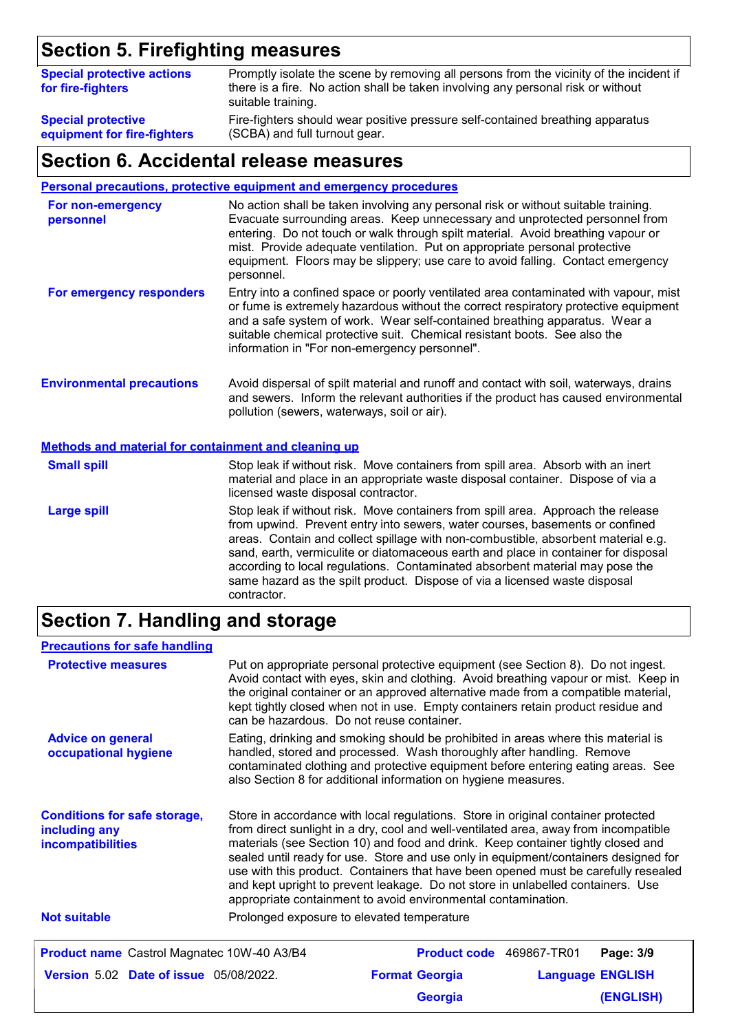## Section 5. Firefighting measures

| | |
|---|---|
| **Special protective actions for fire-fighters** | Promptly isolate the scene by removing all persons from the vicinity of the incident if there is a fire. No action shall be taken involving any personal risk or without suitable training. |
| **Special protective equipment for fire-fighters** | Fire-fighters should wear positive pressure self-contained breathing apparatus (SCBA) and full turnout gear. |

## Section 6. Accidental release measures

### Personal precautions, protective equipment and emergency procedures

| | |
|---|---|
| **For non-emergency personnel** | No action shall be taken involving any personal risk or without suitable training. Evacuate surrounding areas. Keep unnecessary and unprotected personnel from entering. Do not touch or walk through spilt material. Avoid breathing vapour or mist. Provide adequate ventilation. Put on appropriate personal protective equipment. Floors may be slippery; use care to avoid falling. Contact emergency personnel. |
| **For emergency responders** | Entry into a confined space or poorly ventilated area contaminated with vapour, mist or fume is extremely hazardous without the correct respiratory protective equipment and a safe system of work. Wear self-contained breathing apparatus. Wear a suitable chemical protective suit. Chemical resistant boots. See also the information in "For non-emergency personnel". |
| **Environmental precautions** | Avoid dispersal of spilt material and runoff and contact with soil, waterways, drains and sewers. Inform the relevant authorities if the product has caused environmental pollution (sewers, waterways, soil or air). |

### Methods and material for containment and cleaning up

| | |
|---|---|
| **Small spill** | Stop leak if without risk. Move containers from spill area. Absorb with an inert material and place in an appropriate waste disposal container. Dispose of via a licensed waste disposal contractor. |
| **Large spill** | Stop leak if without risk. Move containers from spill area. Approach the release from upwind. Prevent entry into sewers, water courses, basements or confined areas. Contain and collect spillage with non-combustible, absorbent material e.g. sand, earth, vermiculite or diatomaceous earth and place in container for disposal according to local regulations. Contaminated absorbent material may pose the same hazard as the spilt product. Dispose of via a licensed waste disposal contractor. |

## Section 7. Handling and storage

### Precautions for safe handling

| | |
|---|---|
| **Protective measures** | Put on appropriate personal protective equipment (see Section 8). Do not ingest. Avoid contact with eyes, skin and clothing. Avoid breathing vapour or mist. Keep in the original container or an approved alternative made from a compatible material, kept tightly closed when not in use. Empty containers retain product residue and can be hazardous. Do not reuse container. |
| **Advice on general occupational hygiene** | Eating, drinking and smoking should be prohibited in areas where this material is handled, stored and processed. Wash thoroughly after handling. Remove contaminated clothing and protective equipment before entering eating areas. See also Section 8 for additional information on hygiene measures. |
| **Conditions for safe storage, including any incompatibilities** | Store in accordance with local regulations. Store in original container protected from direct sunlight in a dry, cool and well-ventilated area, away from incompatible materials (see Section 10) and food and drink. Keep container tightly closed and sealed until ready for use. Store and use only in equipment/containers designed for use with this product. Containers that have been opened must be carefully resealed and kept upright to prevent leakage. Do not store in unlabelled containers. Use appropriate containment to avoid environmental contamination. |
| **Not suitable** | Prolonged exposure to elevated temperature |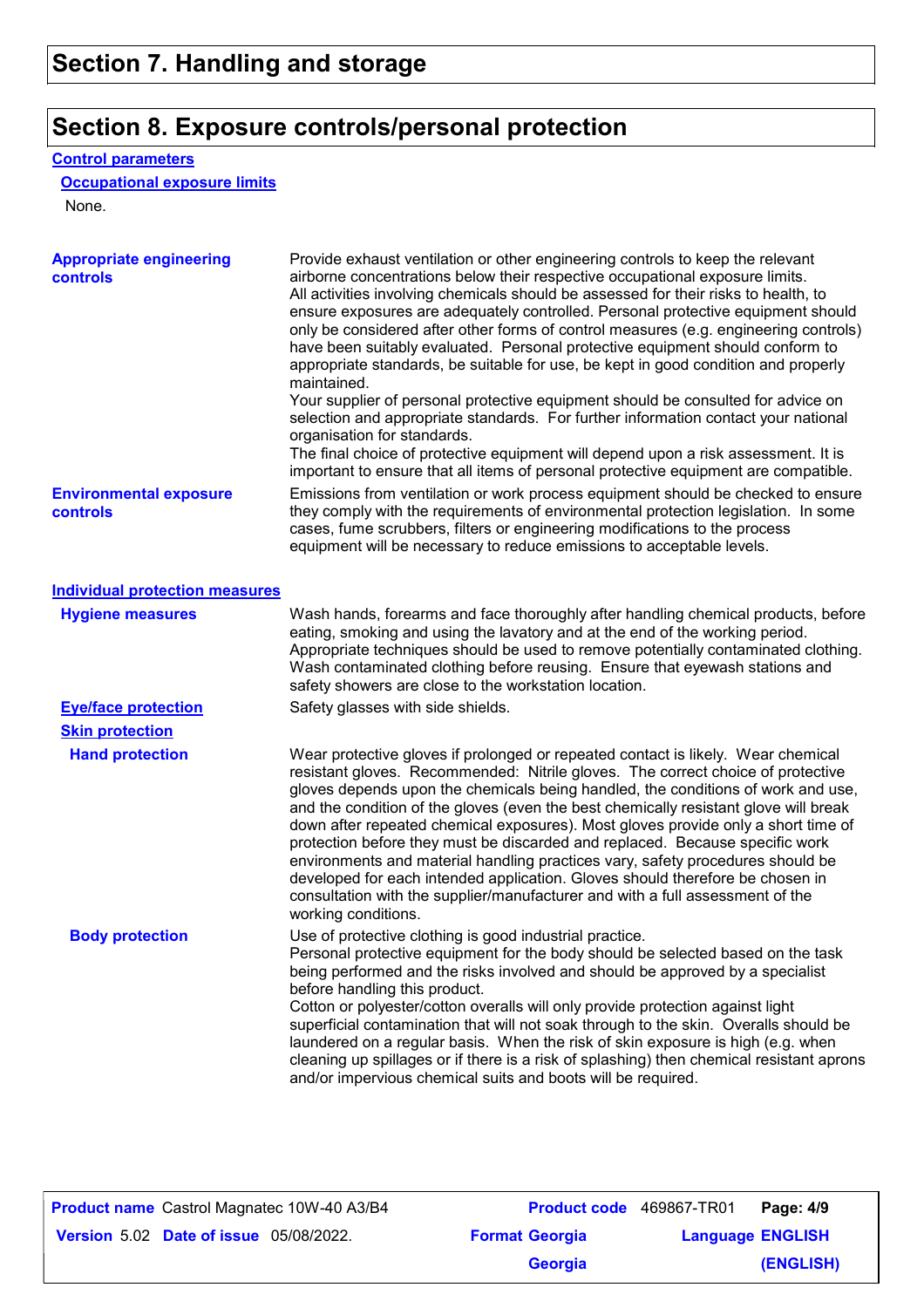## Section 7. Handling and storage

## Section 8. Exposure controls/personal protection

### Control parameters

#### Occupational exposure limits

None.

**Appropriate engineering controls**

Provide exhaust ventilation or other engineering controls to keep the relevant airborne concentrations below their respective occupational exposure limits.
All activities involving chemicals should be assessed for their risks to health, to ensure exposures are adequately controlled. Personal protective equipment should only be considered after other forms of control measures (e.g. engineering controls) have been suitably evaluated. Personal protective equipment should conform to appropriate standards, be suitable for use, be kept in good condition and properly maintained.
Your supplier of personal protective equipment should be consulted for advice on selection and appropriate standards. For further information contact your national organisation for standards.
The final choice of protective equipment will depend upon a risk assessment. It is important to ensure that all items of personal protective equipment are compatible.

**Environmental exposure controls**

Emissions from ventilation or work process equipment should be checked to ensure they comply with the requirements of environmental protection legislation. In some cases, fume scrubbers, filters or engineering modifications to the process equipment will be necessary to reduce emissions to acceptable levels.

### Individual protection measures

**Hygiene measures**

Wash hands, forearms and face thoroughly after handling chemical products, before eating, smoking and using the lavatory and at the end of the working period. Appropriate techniques should be used to remove potentially contaminated clothing. Wash contaminated clothing before reusing. Ensure that eyewash stations and safety showers are close to the workstation location.

**Eye/face protection**

Safety glasses with side shields.

**Skin protection**

**Hand protection**

Wear protective gloves if prolonged or repeated contact is likely. Wear chemical resistant gloves. Recommended: Nitrile gloves. The correct choice of protective gloves depends upon the chemicals being handled, the conditions of work and use, and the condition of the gloves (even the best chemically resistant glove will break down after repeated chemical exposures). Most gloves provide only a short time of protection before they must be discarded and replaced. Because specific work environments and material handling practices vary, safety procedures should be developed for each intended application. Gloves should therefore be chosen in consultation with the supplier/manufacturer and with a full assessment of the working conditions.

**Body protection**

Use of protective clothing is good industrial practice.
Personal protective equipment for the body should be selected based on the task being performed and the risks involved and should be approved by a specialist before handling this product.
Cotton or polyester/cotton overalls will only provide protection against light superficial contamination that will not soak through to the skin. Overalls should be laundered on a regular basis. When the risk of skin exposure is high (e.g. when cleaning up spillages or if there is a risk of splashing) then chemical resistant aprons and/or impervious chemical suits and boots will be required.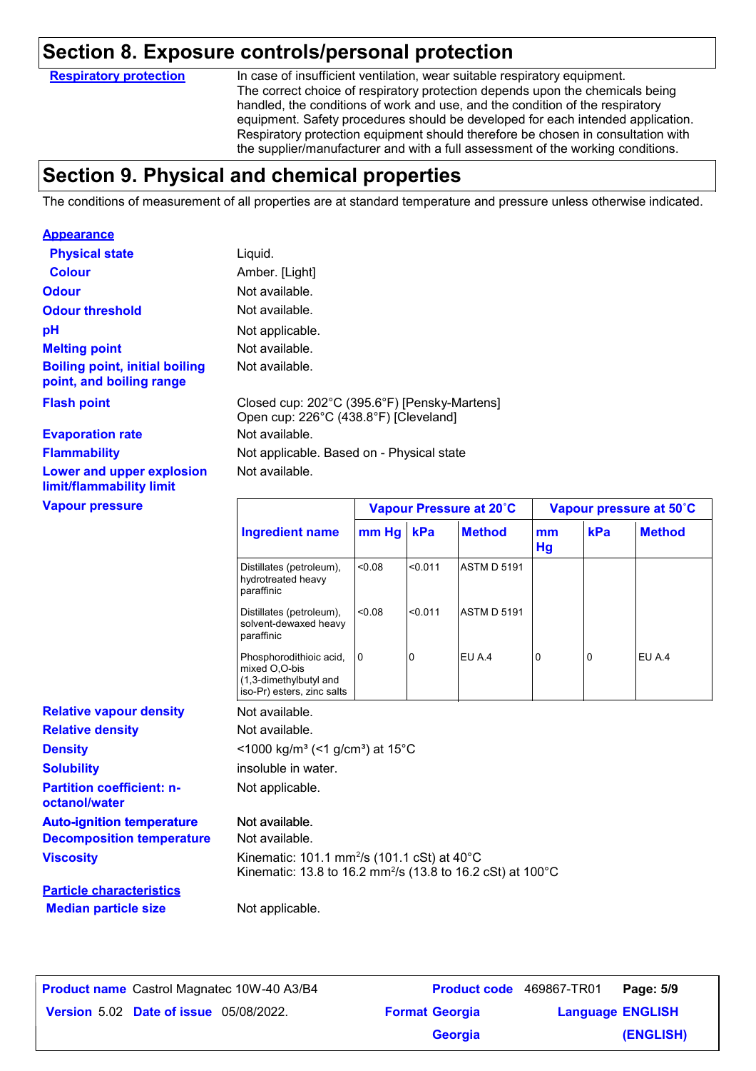## Section 8. Exposure controls/personal protection

**Respiratory protection**

In case of insufficient ventilation, wear suitable respiratory equipment. The correct choice of respiratory protection depends upon the chemicals being handled, the conditions of work and use, and the condition of the respiratory equipment. Safety procedures should be developed for each intended application. Respiratory protection equipment should therefore be chosen in consultation with the supplier/manufacturer and with a full assessment of the working conditions.

## Section 9. Physical and chemical properties

The conditions of measurement of all properties are at standard temperature and pressure unless otherwise indicated.

**Appearance**

**Physical state** Liquid.

**Colour** Amber. [Light]

**Odour** Not available.

**Odour threshold** Not available.

**pH** Not applicable.

**Melting point** Not available.

**Boiling point, initial boiling point, and boiling range** Not available.

**Flash point** Closed cup: 202°C (395.6°F) [Pensky-Martens]
Open cup: 226°C (438.8°F) [Cleveland]

**Evaporation rate** Not available.

**Flammability** Not applicable. Based on - Physical state

**Lower and upper explosion limit/flammability limit** Not available.

**Vapour pressure**

| Ingredient name | Vapour Pressure at 20˚C | | | Vapour pressure at 50˚C | | |
|---|---|---|---|---|---|---|
| | mm Hg | kPa | Method | mm Hg | kPa | Method |
| Distillates (petroleum), hydrotreated heavy paraffinic | <0.08 | <0.011 | ASTM D 5191 | | | |
| Distillates (petroleum), solvent-dewaxed heavy paraffinic | <0.08 | <0.011 | ASTM D 5191 | | | |
| Phosphorodithioic acid, mixed O,O-bis (1,3-dimethylbutyl and iso-Pr) esters, zinc salts | 0 | 0 | EU A.4 | 0 | 0 | EU A.4 |

**Relative vapour density** Not available.

**Relative density** Not available.

**Density** <1000 kg/m³ (<1 g/cm³) at 15°C

**Solubility** insoluble in water.

**Partition coefficient: n-octanol/water** Not applicable.

**Auto-ignition temperature** Not available.

**Decomposition temperature** Not available.

**Viscosity** Kinematic: 101.1 $mm^2/s$ (101.1 cSt) at 40°C
Kinematic: 13.8 to 16.2 $mm^2/s$ (13.8 to 16.2 cSt) at 100°C

**Particle characteristics**

**Median particle size** Not applicable.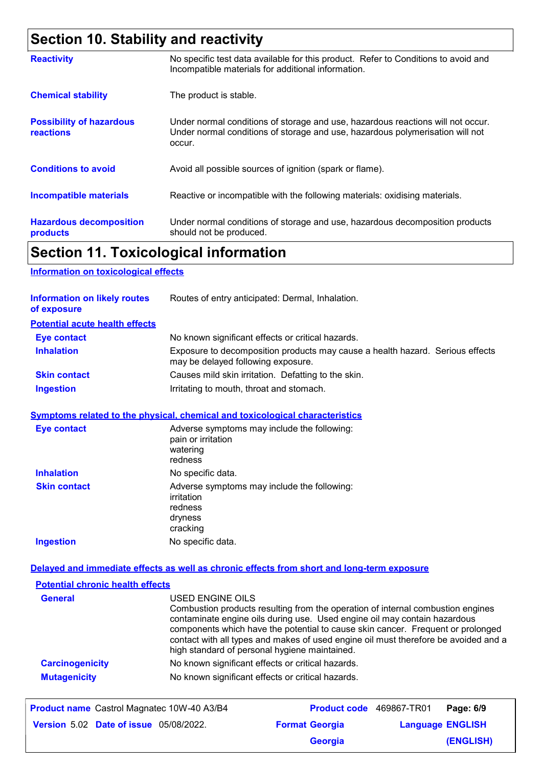## Section 10. Stability and reactivity

| | |
|---|---|
| **Reactivity** | No specific test data available for this product. Refer to Conditions to avoid and Incompatible materials for additional information. |
| **Chemical stability** | The product is stable. |
| **Possibility of hazardous reactions** | Under normal conditions of storage and use, hazardous reactions will not occur. Under normal conditions of storage and use, hazardous polymerisation will not occur. |
| **Conditions to avoid** | Avoid all possible sources of ignition (spark or flame). |
| **Incompatible materials** | Reactive or incompatible with the following materials: oxidising materials. |
| **Hazardous decomposition products** | Under normal conditions of storage and use, hazardous decomposition products should not be produced. |

## Section 11. Toxicological information

### Information on toxicological effects

**Information on likely routes of exposure**: Routes of entry anticipated: Dermal, Inhalation.

#### Potential acute health effects

| | |
|---|---|
| **Eye contact** | No known significant effects or critical hazards. |
| **Inhalation** | Exposure to decomposition products may cause a health hazard. Serious effects may be delayed following exposure. |
| **Skin contact** | Causes mild skin irritation. Defatting to the skin. |
| **Ingestion** | Irritating to mouth, throat and stomach. |

#### Symptoms related to the physical, chemical and toxicological characteristics

| | |
|---|---|
| **Eye contact** | Adverse symptoms may include the following:<br>pain or irritation<br>watering<br>redness |
| **Inhalation** | No specific data. |
| **Skin contact** | Adverse symptoms may include the following:<br>irritation<br>redness<br>dryness<br>cracking |
| **Ingestion** | No specific data. |

#### Delayed and immediate effects as well as chronic effects from short and long-term exposure

##### Potential chronic health effects

| | |
|---|---|
| **General** | USED ENGINE OILS<br>Combustion products resulting from the operation of internal combustion engines contaminate engine oils during use. Used engine oil may contain hazardous components which have the potential to cause skin cancer. Frequent or prolonged contact with all types and makes of used engine oil must therefore be avoided and a high standard of personal hygiene maintained. |
| **Carcinogenicity** | No known significant effects or critical hazards. |
| **Mutagenicity** | No known significant effects or critical hazards. |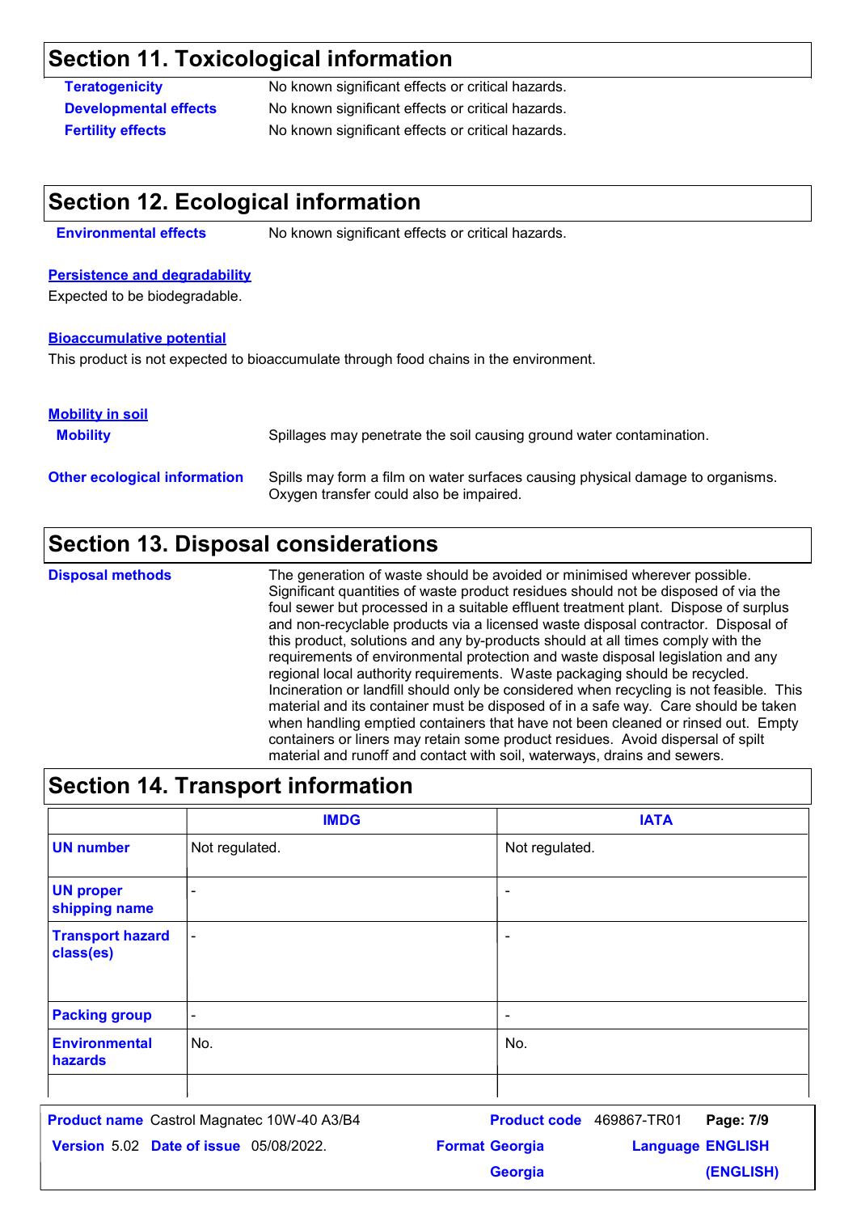## Section 11. Toxicological information

**Teratogenicity** No known significant effects or critical hazards.

**Developmental effects** No known significant effects or critical hazards.

**Fertility effects** No known significant effects or critical hazards.

## Section 12. Ecological information

**Environmental effects** No known significant effects or critical hazards.

**Persistence and degradability**

Expected to be biodegradable.

**Bioaccumulative potential**

This product is not expected to bioaccumulate through food chains in the environment.

**Mobility in soil**

**Mobility** Spillages may penetrate the soil causing ground water contamination.

**Other ecological information** Spills may form a film on water surfaces causing physical damage to organisms. Oxygen transfer could also be impaired.

## Section 13. Disposal considerations

**Disposal methods** The generation of waste should be avoided or minimised wherever possible. Significant quantities of waste product residues should not be disposed of via the foul sewer but processed in a suitable effluent treatment plant. Dispose of surplus and non-recyclable products via a licensed waste disposal contractor. Disposal of this product, solutions and any by-products should at all times comply with the requirements of environmental protection and waste disposal legislation and any regional local authority requirements. Waste packaging should be recycled. Incineration or landfill should only be considered when recycling is not feasible. This material and its container must be disposed of in a safe way. Care should be taken when handling emptied containers that have not been cleaned or rinsed out. Empty containers or liners may retain some product residues. Avoid dispersal of spilt material and runoff and contact with soil, waterways, drains and sewers.

## Section 14. Transport information

| | IMDG | IATA |
|---|---|---|
| UN number | Not regulated. | Not regulated. |
| UN proper shipping name | - | - |
| Transport hazard class(es) | - | - |
| Packing group | - | - |
| Environmental hazards | No. | No. |
| | | |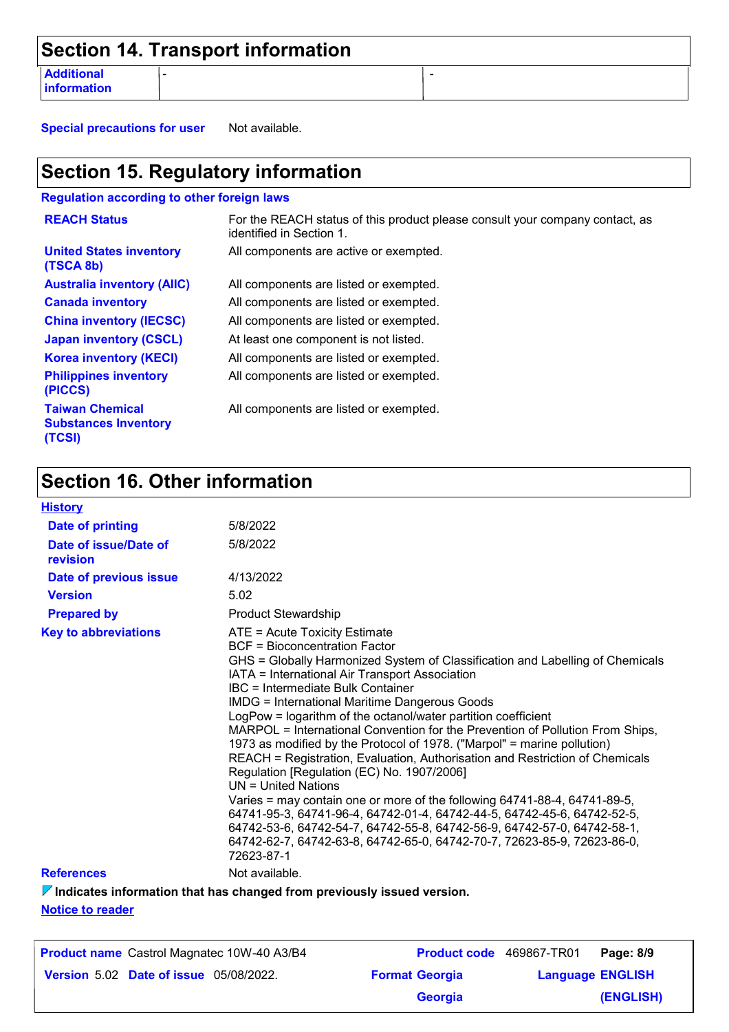## Section 14. Transport information

| Additional information | - | - |
|---|---|---|

**Special precautions for user** Not available.

## Section 15. Regulatory information

**Regulation according to other foreign laws**

| | |
|---|---|
| **REACH Status** | For the REACH status of this product please consult your company contact, as identified in Section 1. |
| **United States inventory (TSCA 8b)** | All components are active or exempted. |
| **Australia inventory (AIIC)** | All components are listed or exempted. |
| **Canada inventory** | All components are listed or exempted. |
| **China inventory (IECSC)** | All components are listed or exempted. |
| **Japan inventory (CSCL)** | At least one component is not listed. |
| **Korea inventory (KECI)** | All components are listed or exempted. |
| **Philippines inventory (PICCS)** | All components are listed or exempted. |
| **Taiwan Chemical Substances Inventory (TCSI)** | All components are listed or exempted. |

## Section 16. Other information

**History**

| | |
|---|---|
| **Date of printing** | 5/8/2022 |
| **Date of issue/Date of revision** | 5/8/2022 |
| **Date of previous issue** | 4/13/2022 |
| **Version** | 5.02 |
| **Prepared by** | Product Stewardship |

**Key to abbreviations**

ATE = Acute Toxicity Estimate
BCF = Bioconcentration Factor
GHS = Globally Harmonized System of Classification and Labelling of Chemicals
IATA = International Air Transport Association
IBC = Intermediate Bulk Container
IMDG = International Maritime Dangerous Goods
LogPow = logarithm of the octanol/water partition coefficient
MARPOL = International Convention for the Prevention of Pollution From Ships, 1973 as modified by the Protocol of 1978. ("Marpol" = marine pollution)
REACH = Registration, Evaluation, Authorisation and Restriction of Chemicals Regulation [Regulation (EC) No. 1907/2006]
UN = United Nations
Varies = may contain one or more of the following 64741-88-4, 64741-89-5, 64741-95-3, 64741-96-4, 64742-01-4, 64742-44-5, 64742-45-6, 64742-52-5, 64742-53-6, 64742-54-7, 64742-55-8, 64742-56-9, 64742-57-0, 64742-58-1, 64742-62-7, 64742-63-8, 64742-65-0, 64742-70-7, 72623-85-9, 72623-86-0, 72623-87-1

**References** Not available.

**Indicates information that has changed from previously issued version.**

**Notice to reader**

| | | | | |
|---|---|---|---|---|
| **Product name** Castrol Magnatec 10W-40 A3/B4 | | **Product code** 469867-TR01 | | **Page: 8/9** |
| **Version** 5.02 | **Date of issue** 05/08/2022. | **Format** Georgia Georgia | | **Language** ENGLISH (ENGLISH) |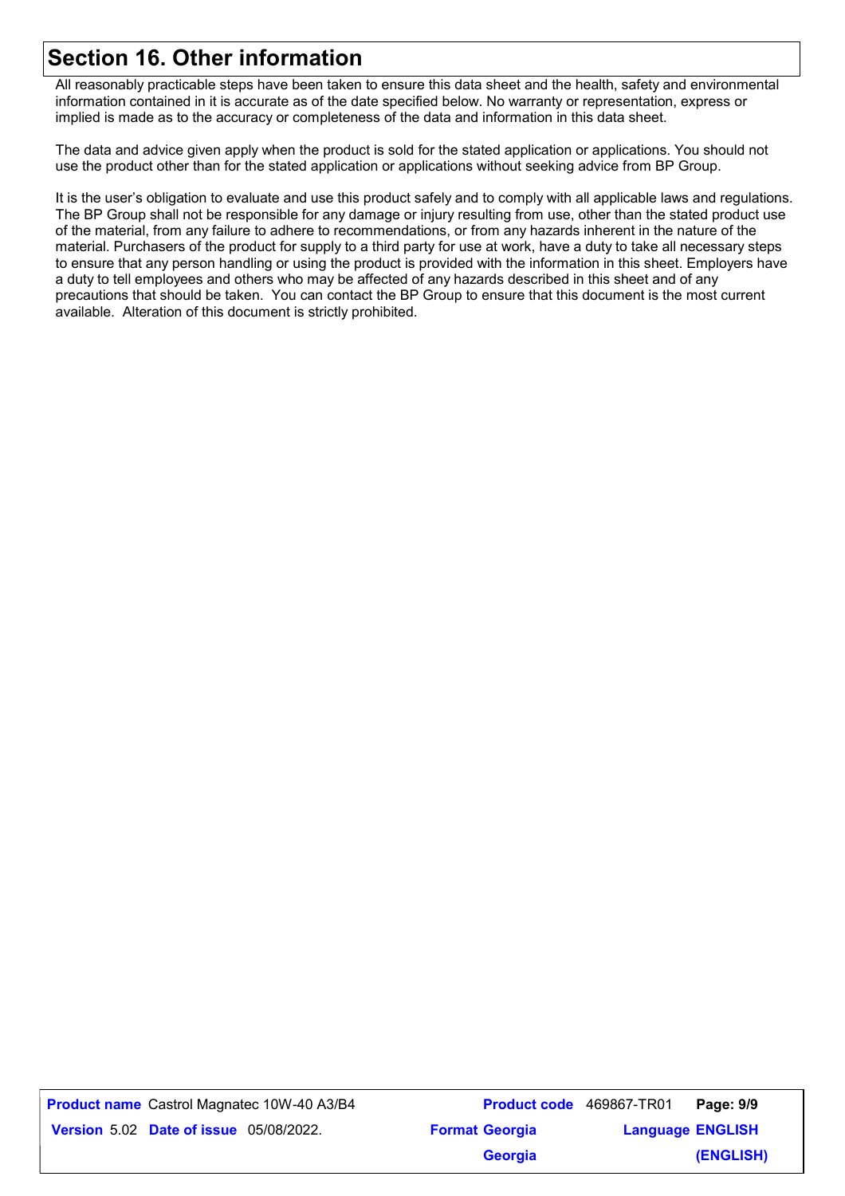## Section 16. Other information

All reasonably practicable steps have been taken to ensure this data sheet and the health, safety and environmental information contained in it is accurate as of the date specified below. No warranty or representation, express or implied is made as to the accuracy or completeness of the data and information in this data sheet.

The data and advice given apply when the product is sold for the stated application or applications. You should not use the product other than for the stated application or applications without seeking advice from BP Group.

It is the user's obligation to evaluate and use this product safely and to comply with all applicable laws and regulations. The BP Group shall not be responsible for any damage or injury resulting from use, other than the stated product use of the material, from any failure to adhere to recommendations, or from any hazards inherent in the nature of the material. Purchasers of the product for supply to a third party for use at work, have a duty to take all necessary steps to ensure that any person handling or using the product is provided with the information in this sheet. Employers have a duty to tell employees and others who may be affected of any hazards described in this sheet and of any precautions that should be taken. You can contact the BP Group to ensure that this document is the most current available. Alteration of this document is strictly prohibited.